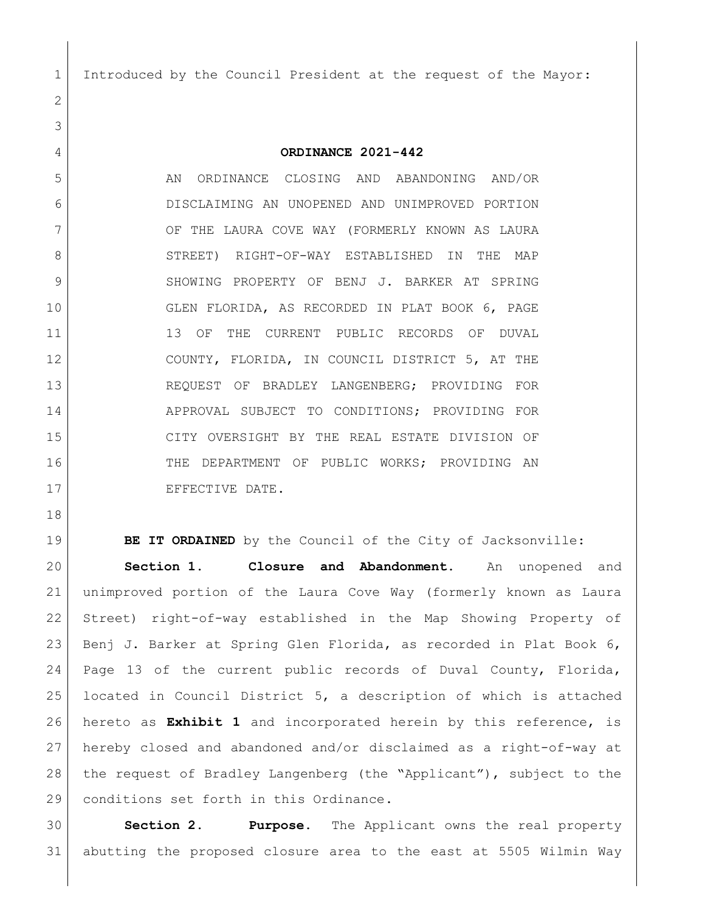Introduced by the Council President at the request of the Mayor:

**ORDINANCE 2021-442**

AN ORDINANCE CLOSING AND ABANDONING AND/OR DISCLAIMING AN UNOPENED AND UNIMPROVED PORTION OF THE LAURA COVE WAY (FORMERLY KNOWN AS LAURA STREET) RIGHT-OF-WAY ESTABLISHED IN THE MAP SHOWING PROPERTY OF BENJ J. BARKER AT SPRING GLEN FLORIDA, AS RECORDED IN PLAT BOOK 6, PAGE 13 OF THE CURRENT PUBLIC RECORDS OF DUVAL COUNTY, FLORIDA, IN COUNCIL DISTRICT 5, AT THE REQUEST OF BRADLEY LANGENBERG; PROVIDING FOR APPROVAL SUBJECT TO CONDITIONS; PROVIDING FOR CITY OVERSIGHT BY THE REAL ESTATE DIVISION OF THE DEPARTMENT OF PUBLIC WORKS; PROVIDING AN EFFECTIVE DATE.

**BE IT ORDAINED** by the Council of the City of Jacksonville:

**Section 1. Closure and Abandonment.** An unopened and unimproved portion of the Laura Cove Way (formerly known as Laura Street) right-of-way established in the Map Showing Property of Benj J. Barker at Spring Glen Florida, as recorded in Plat Book 6, Page 13 of the current public records of Duval County, Florida, located in Council District 5, a description of which is attached hereto as **Exhibit 1** and incorporated herein by this reference, is hereby closed and abandoned and/or disclaimed as a right-of-way at the request of Bradley Langenberg (the "Applicant"), subject to the conditions set forth in this Ordinance.

**Section 2. Purpose.** The Applicant owns the real property abutting the proposed closure area to the east at 5505 Wilmin Way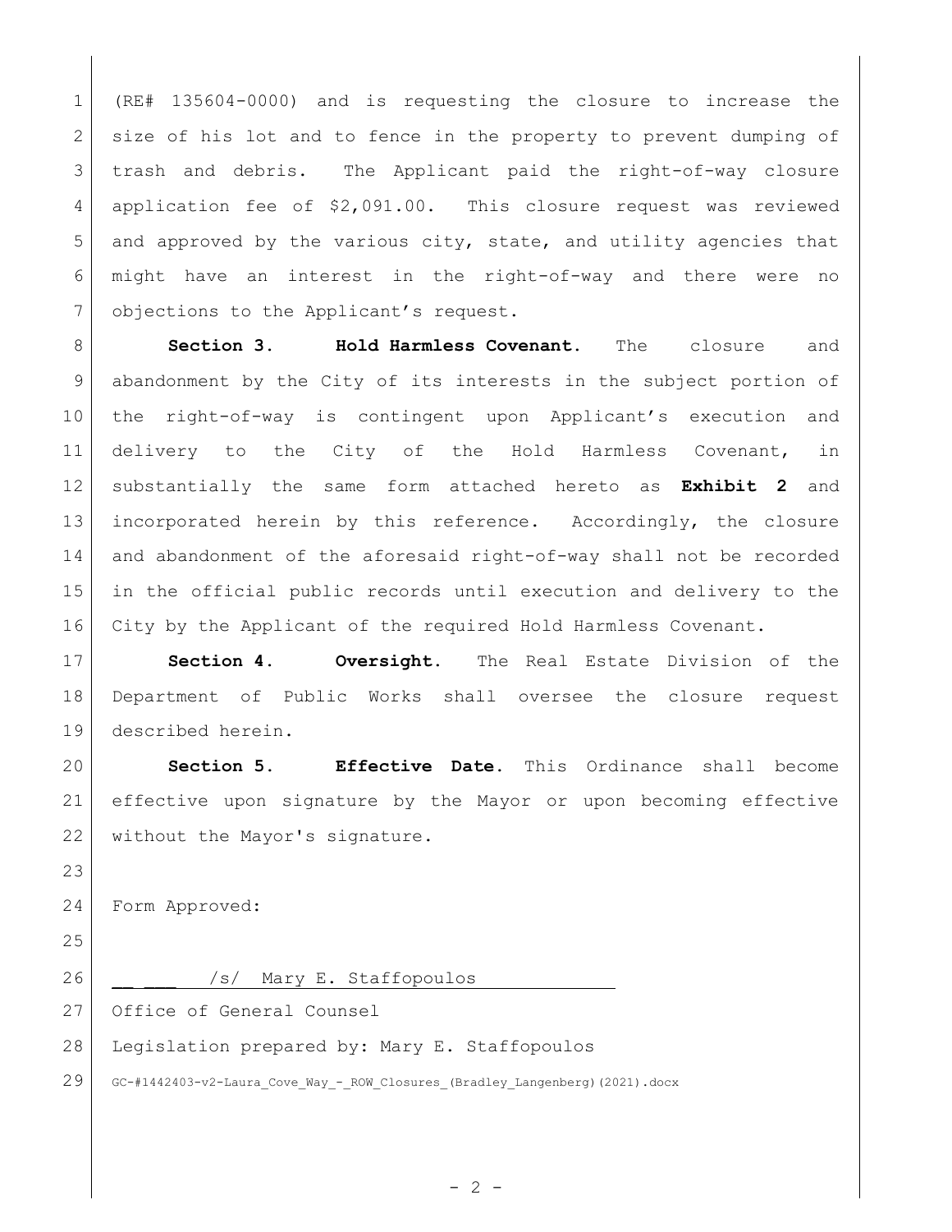(RE# 135604-0000) and is requesting the closure to increase the size of his lot and to fence in the property to prevent dumping of trash and debris. The Applicant paid the right-of-way closure application fee of $2,091.00. This closure request was reviewed and approved by the various city, state, and utility agencies that might have an interest in the right-of-way and there were no objections to the Applicant's request.

**Section 3. Hold Harmless Covenant.** The closure and abandonment by the City of its interests in the subject portion of the right-of-way is contingent upon Applicant's execution and delivery to the City of the Hold Harmless Covenant, in substantially the same form attached hereto as **Exhibit 2** and incorporated herein by this reference. Accordingly, the closure and abandonment of the aforesaid right-of-way shall not be recorded in the official public records until execution and delivery to the City by the Applicant of the required Hold Harmless Covenant.

**Section 4. Oversight.** The Real Estate Division of the Department of Public Works shall oversee the closure request described herein.

**Section 5. Effective Date.** This Ordinance shall become effective upon signature by the Mayor or upon becoming effective without the Mayor's signature.

Form Approved:

/s/ Mary E. Staffopoulos

Office of General Counsel

Legislation prepared by: Mary E. Staffopoulos

GC-#1442403-v2-Laura_Cove_Way_-_ROW_Closures_(Bradley_Langenberg)(2021).docx